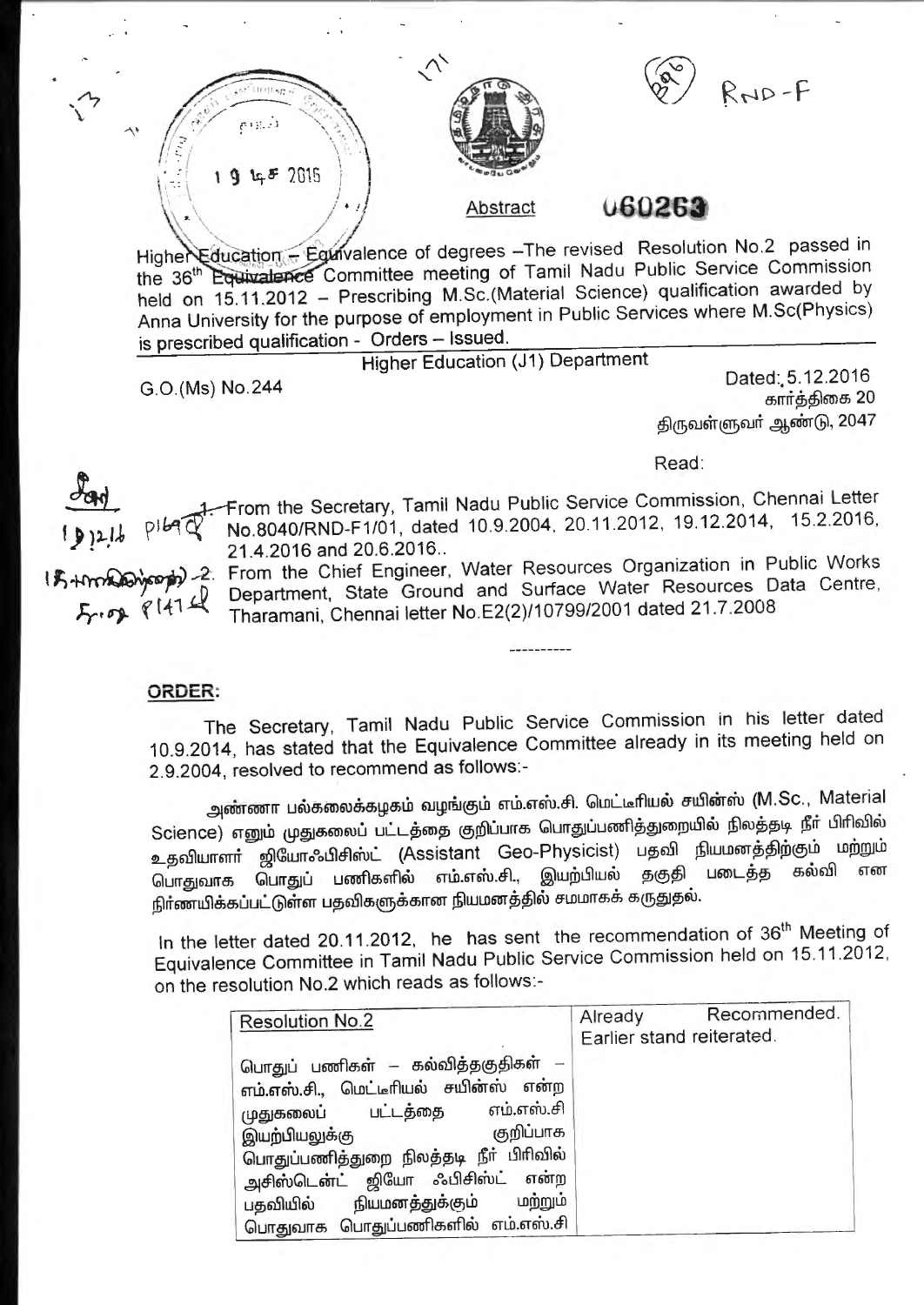RND-F

Abstract

U60263

Higher Education – Equivalence of degrees –The revised Resolution No.2 passed in the 36th Equivalence Committee meeting of Tamil Nadu Public Service Commission held on 15.11.2012 – Prescribing M.Sc.(Material Science) qualification awarded by Anna University for the purpose of employment in Public Services where M.Sc(Physics) is prescribed qualification - Orders – Issued.

Higher Education (J1) Department

G.O.(Ms) No.244

Dated: 5.12.2016
கார்த்திகை 20
திருவள்ளுவர் ஆண்டு, 2047

Read:

1. From the Secretary, Tamil Nadu Public Service Commission, Chennai Letter No.8040/RND-F1/01, dated 10.9.2004, 20.11.2012, 19.12.2014, 15.2.2016, 21.4.2016 and 20.6.2016..
2. From the Chief Engineer, Water Resources Organization in Public Works Department, State Ground and Surface Water Resources Data Centre, Tharamani, Chennai letter No.E2(2)/10799/2001 dated 21.7.2008

----------

## ORDER:

The Secretary, Tamil Nadu Public Service Commission in his letter dated 10.9.2014, has stated that the Equivalence Committee already in its meeting held on 2.9.2004, resolved to recommend as follows:-

அண்ணா பல்கலைக்கழகம் வழங்கும் எம்.எஸ்.சி. மெட்டீரியல் சயின்ஸ் (M.Sc., Material Science) எனும் முதுகலைப் பட்டத்தை குறிப்பாக பொதுப்பணித்துறையில் நிலத்தடி நீர் பிரிவில் உதவியாளர் ஜியோஃபிசிஸ்ட் (Assistant Geo-Physicist) பதவி நியமனத்திற்கும் மற்றும் பொதுவாக பொதுப் பணிகளில் எம்.எஸ்.சி., இயற்பியல் தகுதி படைத்த கல்வி என நிர்ணயிக்கப்பட்டுள்ள பதவிகளுக்கான நியமனத்தில் சமமாகக் கருதுதல்.

In the letter dated 20.11.2012, he has sent the recommendation of 36th Meeting of Equivalence Committee in Tamil Nadu Public Service Commission held on 15.11.2012, on the resolution No.2 which reads as follows:-

| Resolution No.2 | Already Recommended. Earlier stand reiterated. |
|---|---|
| பொதுப் பணிகள் – கல்வித்தகுதிகள் – எம்.எஸ்.சி., மெட்டீரியல் சயின்ஸ் என்ற முதுகலைப் பட்டத்தை எம்.எஸ்.சி இயற்பியலுக்கு குறிப்பாக பொதுப்பணித்துறை நிலத்தடி நீர் பிரிவில் அசிஸ்டென்ட் ஜியோ ஃபிசிஸ்ட் என்ற பதவியில் நியமனத்துக்கும் மற்றும் பொதுவாக பொதுப்பணிகளில் எம்.எஸ்.சி | |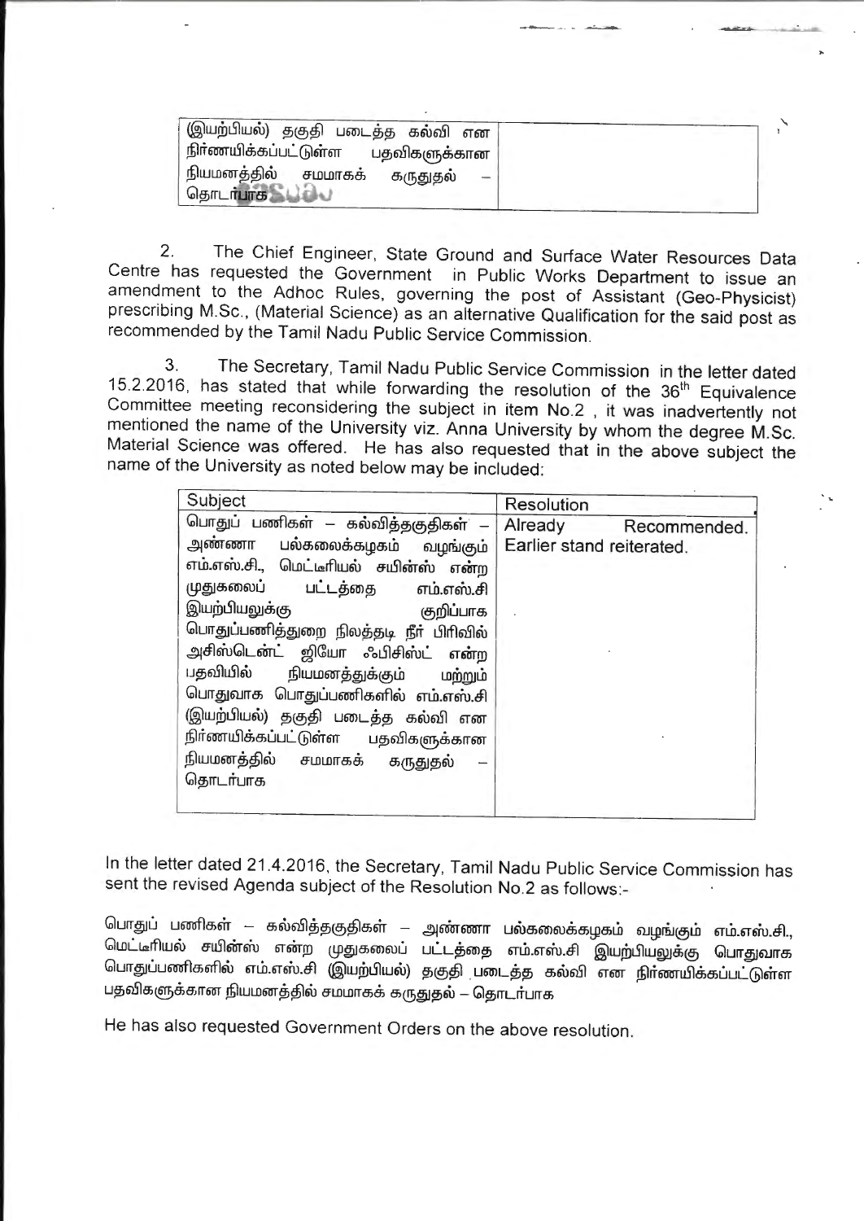| (இயற்பியல்) தகுதி படைத்த கல்வி என நிர்ணயிக்கப்பட்டுள்ள பதவிகளுக்கான நியமனத்தில் சமமாகக் கருதுதல் – தொடர்பாக | |
|---|---|

2. The Chief Engineer, State Ground and Surface Water Resources Data Centre has requested the Government in Public Works Department to issue an amendment to the Adhoc Rules, governing the post of Assistant (Geo-Physicist) prescribing M.Sc., (Material Science) as an alternative Qualification for the said post as recommended by the Tamil Nadu Public Service Commission.

3. The Secretary, Tamil Nadu Public Service Commission in the letter dated 15.2.2016, has stated that while forwarding the resolution of the 36th Equivalence Committee meeting reconsidering the subject in item No.2 , it was inadvertently not mentioned the name of the University viz. Anna University by whom the degree M.Sc. Material Science was offered. He has also requested that in the above subject the name of the University as noted below may be included:

| Subject | Resolution |
|---|---|
| பொதுப் பணிகள் – கல்வித்தகுதிகள் – அண்ணா பல்கலைக்கழகம் வழங்கும் எம்.எஸ்.சி., மெட்டீரியல் சயின்ஸ் என்ற முதுகலைப் பட்டத்தை எம்.எஸ்.சி இயற்பியலுக்கு குறிப்பாக பொதுப்பணித்துறை நிலத்தடி நீர் பிரிவில் அசிஸ்டெண்ட் ஜியோ ஃபிசிஸ்ட் என்ற பதவியில் நியமனத்துக்கும் மற்றும் பொதுவாக பொதுப்பணிகளில் எம்.எஸ்.சி (இயற்பியல்) தகுதி படைத்த கல்வி என நிர்ணயிக்கப்பட்டுள்ள பதவிகளுக்கான நியமனத்தில் சமமாகக் கருதுதல் – தொடர்பாக | Already Recommended. Earlier stand reiterated. |

In the letter dated 21.4.2016, the Secretary, Tamil Nadu Public Service Commission has sent the revised Agenda subject of the Resolution No.2 as follows:-

பொதுப் பணிகள் – கல்வித்தகுதிகள் – அண்ணா பல்கலைக்கழகம் வழங்கும் எம்.எஸ்.சி., மெட்டீரியல் சயின்ஸ் என்ற முதுகலைப் பட்டத்தை எம்.எஸ்.சி இயற்பியலுக்கு பொதுவாக பொதுப்பணிகளில் எம்.எஸ்.சி (இயற்பியல்) தகுதி படைத்த கல்வி என நிர்ணயிக்கப்பட்டுள்ள பதவிகளுக்கான நியமனத்தில் சமமாகக் கருதுதல் – தொடர்பாக

He has also requested Government Orders on the above resolution.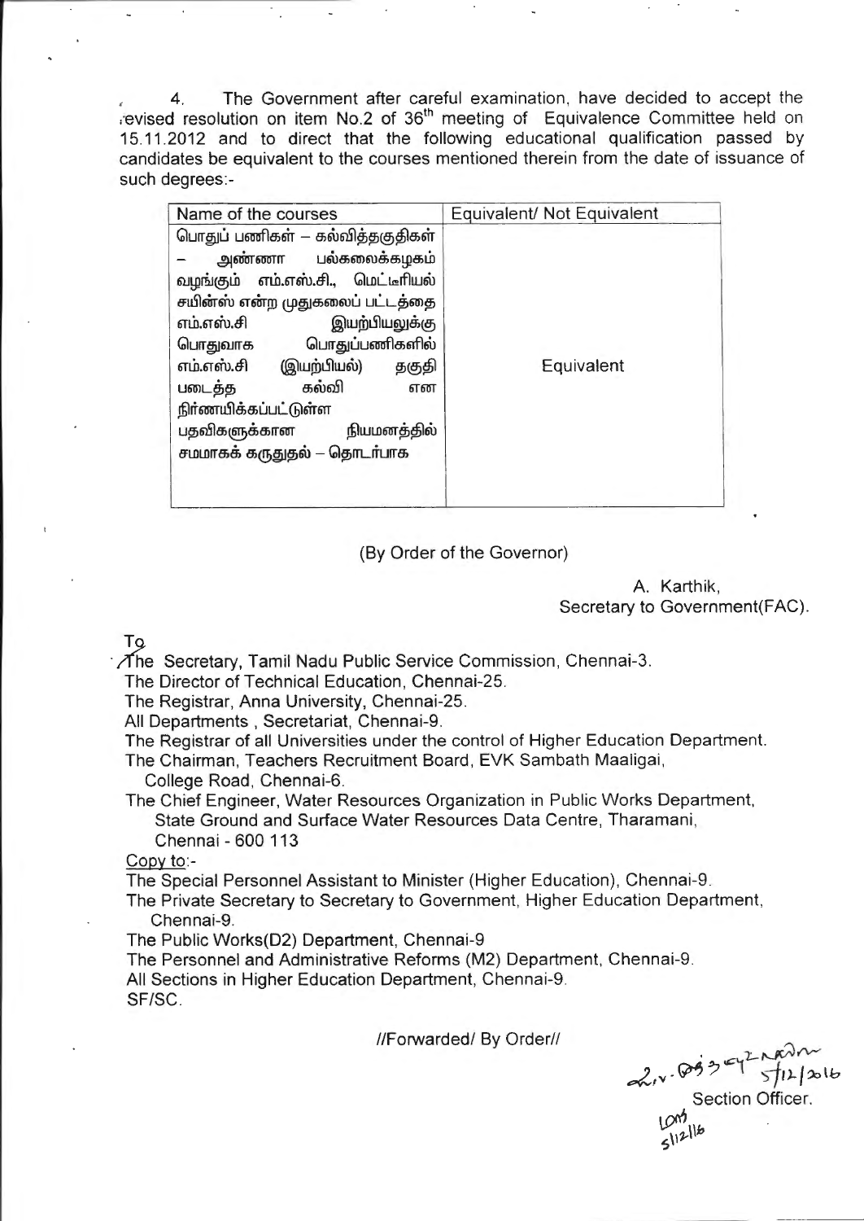4. The Government after careful examination, have decided to accept the revised resolution on item No.2 of 36th meeting of Equivalence Committee held on 15.11.2012 and to direct that the following educational qualification passed by candidates be equivalent to the courses mentioned therein from the date of issuance of such degrees:-

| Name of the courses | Equivalent/ Not Equivalent |
|---|---|
| பொதுப் பணிகள் – கல்வித்தகுதிகள் – அண்ணா பல்கலைக்கழகம் வழங்கும் எம்.எஸ்.சி., மெட்டீரியல் சயின்ஸ் என்ற முதுகலைப் பட்டத்தை எம்.எஸ்.சி இயற்பியலுக்கு பொதுவாக பொதுப்பணிகளில் எம்.எஸ்.சி (இயற்பியல்) தகுதி படைத்த கல்வி என நிர்ணயிக்கப்பட்டுள்ள பதவிகளுக்கான நியமனத்தில் சமமாகக் கருதுதல் – தொடர்பாக | Equivalent |

(By Order of the Governor)

A. Karthik,
Secretary to Government(FAC).

To

The Secretary, Tamil Nadu Public Service Commission, Chennai-3.
The Director of Technical Education, Chennai-25.
The Registrar, Anna University, Chennai-25.
All Departments , Secretariat, Chennai-9.
The Registrar of all Universities under the control of Higher Education Department.
The Chairman, Teachers Recruitment Board, EVK Sambath Maaligai, College Road, Chennai-6.
The Chief Engineer, Water Resources Organization in Public Works Department, State Ground and Surface Water Resources Data Centre, Tharamani, Chennai - 600 113

Copy to:-

The Special Personnel Assistant to Minister (Higher Education), Chennai-9.
The Private Secretary to Secretary to Government, Higher Education Department, Chennai-9.
The Public Works(D2) Department, Chennai-9
The Personnel and Administrative Reforms (M2) Department, Chennai-9.
All Sections in Higher Education Department, Chennai-9.
SF/SC.

//Forwarded/ By Order//

5/12/2016

Section Officer.

5/12/16